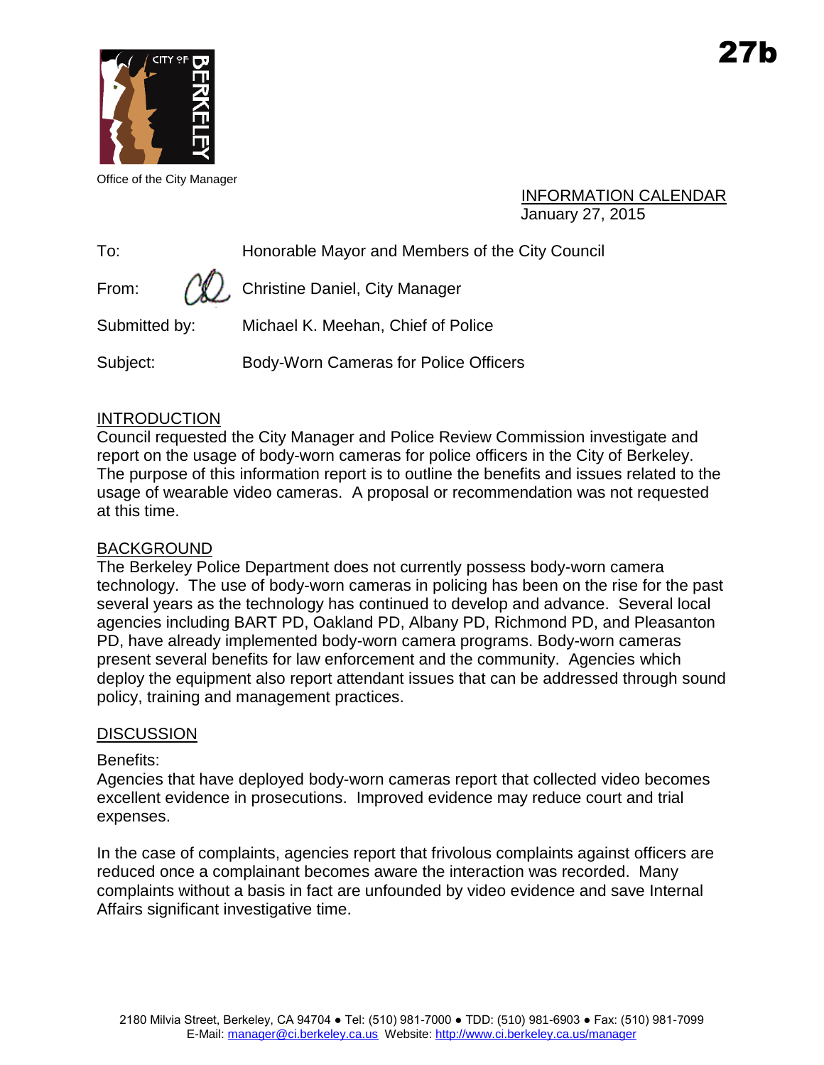27b

Office of the City Manager

INFORMATION CALENDAR
January 27, 2015

To: Honorable Mayor and Members of the City Council

From: Christine Daniel, City Manager

Submitted by: Michael K. Meehan, Chief of Police

Subject: Body-Worn Cameras for Police Officers

## INTRODUCTION

Council requested the City Manager and Police Review Commission investigate and report on the usage of body-worn cameras for police officers in the City of Berkeley. The purpose of this information report is to outline the benefits and issues related to the usage of wearable video cameras. A proposal or recommendation was not requested at this time.

## BACKGROUND

The Berkeley Police Department does not currently possess body-worn camera technology. The use of body-worn cameras in policing has been on the rise for the past several years as the technology has continued to develop and advance. Several local agencies including BART PD, Oakland PD, Albany PD, Richmond PD, and Pleasanton PD, have already implemented body-worn camera programs. Body-worn cameras present several benefits for law enforcement and the community. Agencies which deploy the equipment also report attendant issues that can be addressed through sound policy, training and management practices.

## DISCUSSION

Benefits:

Agencies that have deployed body-worn cameras report that collected video becomes excellent evidence in prosecutions. Improved evidence may reduce court and trial expenses.

In the case of complaints, agencies report that frivolous complaints against officers are reduced once a complainant becomes aware the interaction was recorded. Many complaints without a basis in fact are unfounded by video evidence and save Internal Affairs significant investigative time.

2180 Milvia Street, Berkeley, CA 94704 ● Tel: (510) 981-7000 ● TDD: (510) 981-6903 ● Fax: (510) 981-7099
E-Mail: manager@ci.berkeley.ca.us Website: http://www.ci.berkeley.ca.us/manager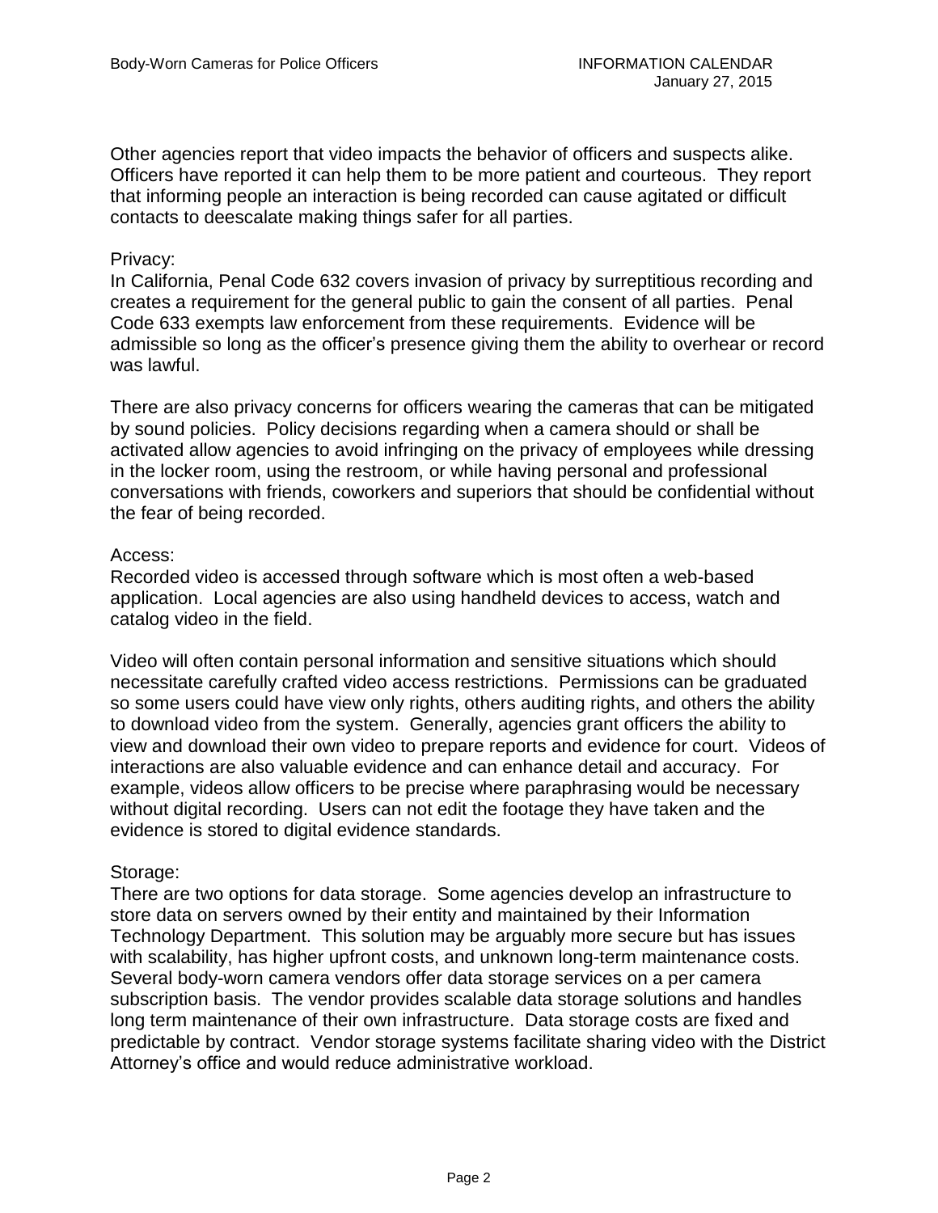Other agencies report that video impacts the behavior of officers and suspects alike. Officers have reported it can help them to be more patient and courteous. They report that informing people an interaction is being recorded can cause agitated or difficult contacts to deescalate making things safer for all parties.

Privacy:
In California, Penal Code 632 covers invasion of privacy by surreptitious recording and creates a requirement for the general public to gain the consent of all parties. Penal Code 633 exempts law enforcement from these requirements. Evidence will be admissible so long as the officer's presence giving them the ability to overhear or record was lawful.

There are also privacy concerns for officers wearing the cameras that can be mitigated by sound policies. Policy decisions regarding when a camera should or shall be activated allow agencies to avoid infringing on the privacy of employees while dressing in the locker room, using the restroom, or while having personal and professional conversations with friends, coworkers and superiors that should be confidential without the fear of being recorded.

Access:
Recorded video is accessed through software which is most often a web-based application. Local agencies are also using handheld devices to access, watch and catalog video in the field.

Video will often contain personal information and sensitive situations which should necessitate carefully crafted video access restrictions. Permissions can be graduated so some users could have view only rights, others auditing rights, and others the ability to download video from the system. Generally, agencies grant officers the ability to view and download their own video to prepare reports and evidence for court. Videos of interactions are also valuable evidence and can enhance detail and accuracy. For example, videos allow officers to be precise where paraphrasing would be necessary without digital recording. Users can not edit the footage they have taken and the evidence is stored to digital evidence standards.

Storage:
There are two options for data storage. Some agencies develop an infrastructure to store data on servers owned by their entity and maintained by their Information Technology Department. This solution may be arguably more secure but has issues with scalability, has higher upfront costs, and unknown long-term maintenance costs. Several body-worn camera vendors offer data storage services on a per camera subscription basis. The vendor provides scalable data storage solutions and handles long term maintenance of their own infrastructure. Data storage costs are fixed and predictable by contract. Vendor storage systems facilitate sharing video with the District Attorney's office and would reduce administrative workload.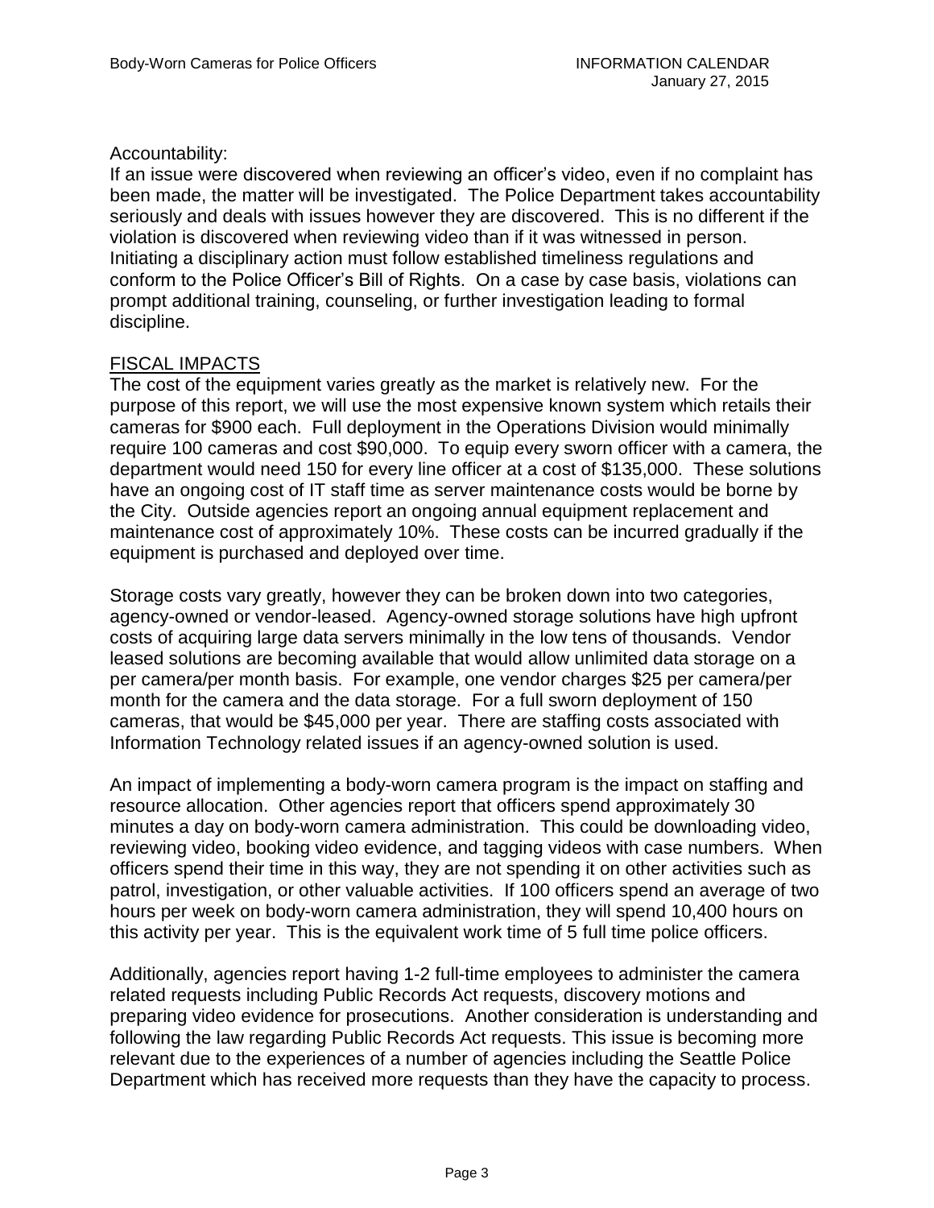Accountability:

If an issue were discovered when reviewing an officer's video, even if no complaint has been made, the matter will be investigated. The Police Department takes accountability seriously and deals with issues however they are discovered. This is no different if the violation is discovered when reviewing video than if it was witnessed in person. Initiating a disciplinary action must follow established timeliness regulations and conform to the Police Officer's Bill of Rights. On a case by case basis, violations can prompt additional training, counseling, or further investigation leading to formal discipline.

## FISCAL IMPACTS

The cost of the equipment varies greatly as the market is relatively new. For the purpose of this report, we will use the most expensive known system which retails their cameras for $900 each. Full deployment in the Operations Division would minimally require 100 cameras and cost $90,000. To equip every sworn officer with a camera, the department would need 150 for every line officer at a cost of $135,000. These solutions have an ongoing cost of IT staff time as server maintenance costs would be borne by the City. Outside agencies report an ongoing annual equipment replacement and maintenance cost of approximately 10%. These costs can be incurred gradually if the equipment is purchased and deployed over time.

Storage costs vary greatly, however they can be broken down into two categories, agency-owned or vendor-leased. Agency-owned storage solutions have high upfront costs of acquiring large data servers minimally in the low tens of thousands. Vendor leased solutions are becoming available that would allow unlimited data storage on a per camera/per month basis. For example, one vendor charges $25 per camera/per month for the camera and the data storage. For a full sworn deployment of 150 cameras, that would be $45,000 per year. There are staffing costs associated with Information Technology related issues if an agency-owned solution is used.

An impact of implementing a body-worn camera program is the impact on staffing and resource allocation. Other agencies report that officers spend approximately 30 minutes a day on body-worn camera administration. This could be downloading video, reviewing video, booking video evidence, and tagging videos with case numbers. When officers spend their time in this way, they are not spending it on other activities such as patrol, investigation, or other valuable activities. If 100 officers spend an average of two hours per week on body-worn camera administration, they will spend 10,400 hours on this activity per year. This is the equivalent work time of 5 full time police officers.

Additionally, agencies report having 1-2 full-time employees to administer the camera related requests including Public Records Act requests, discovery motions and preparing video evidence for prosecutions. Another consideration is understanding and following the law regarding Public Records Act requests. This issue is becoming more relevant due to the experiences of a number of agencies including the Seattle Police Department which has received more requests than they have the capacity to process.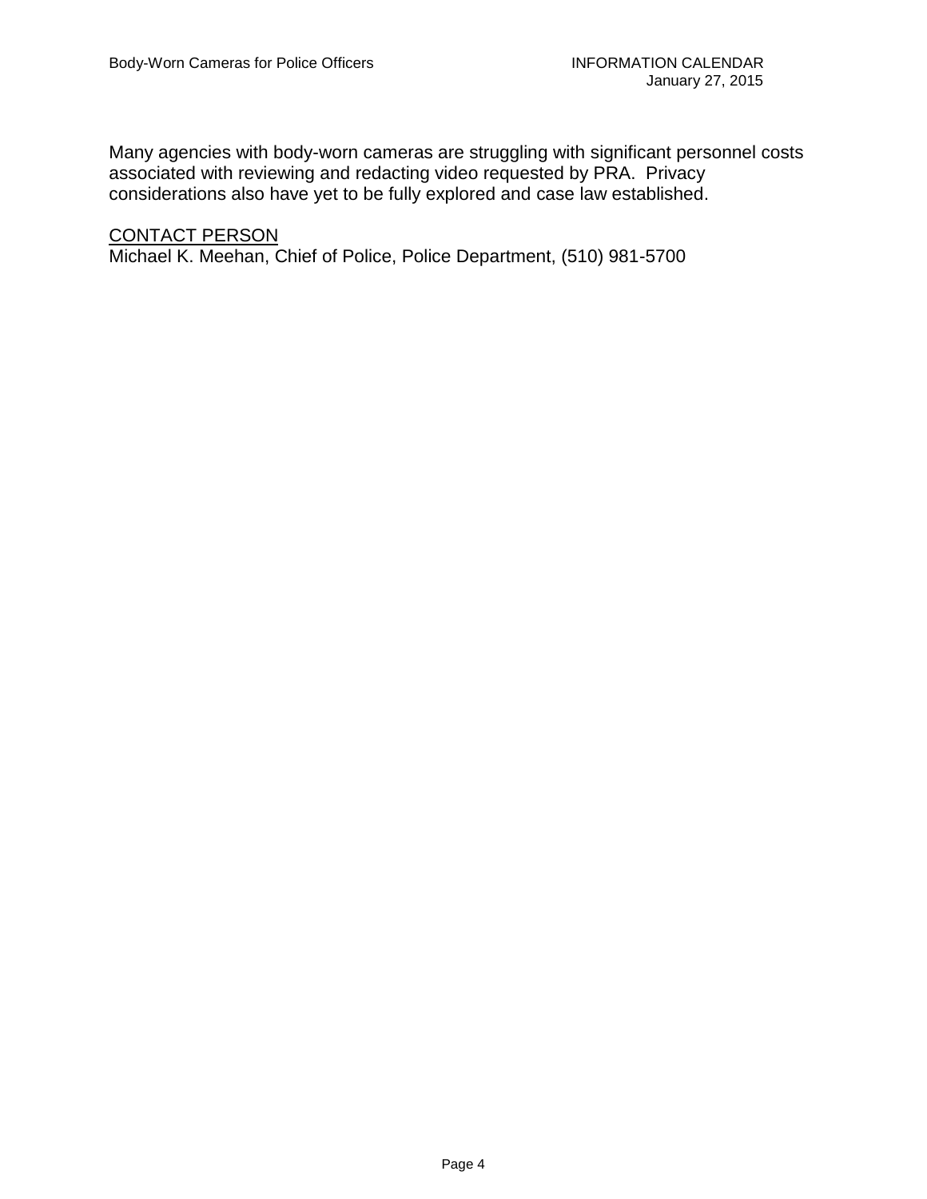Many agencies with body-worn cameras are struggling with significant personnel costs associated with reviewing and redacting video requested by PRA. Privacy considerations also have yet to be fully explored and case law established.

## CONTACT PERSON

Michael K. Meehan, Chief of Police, Police Department, (510) 981-5700